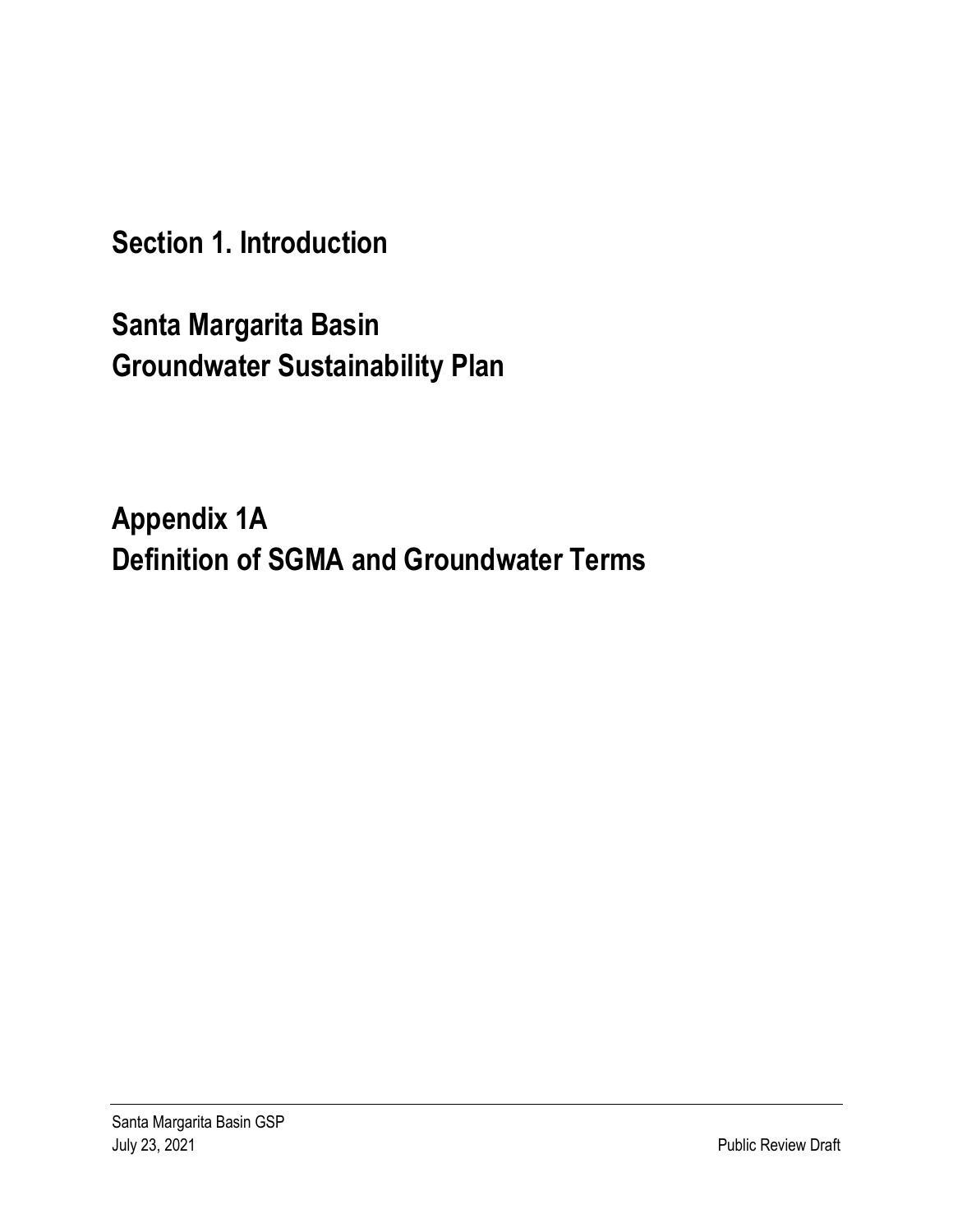# Section 1. Introduction

# Santa Margarita Basin
# Groundwater Sustainability Plan

# Appendix 1A
# Definition of SGMA and Groundwater Terms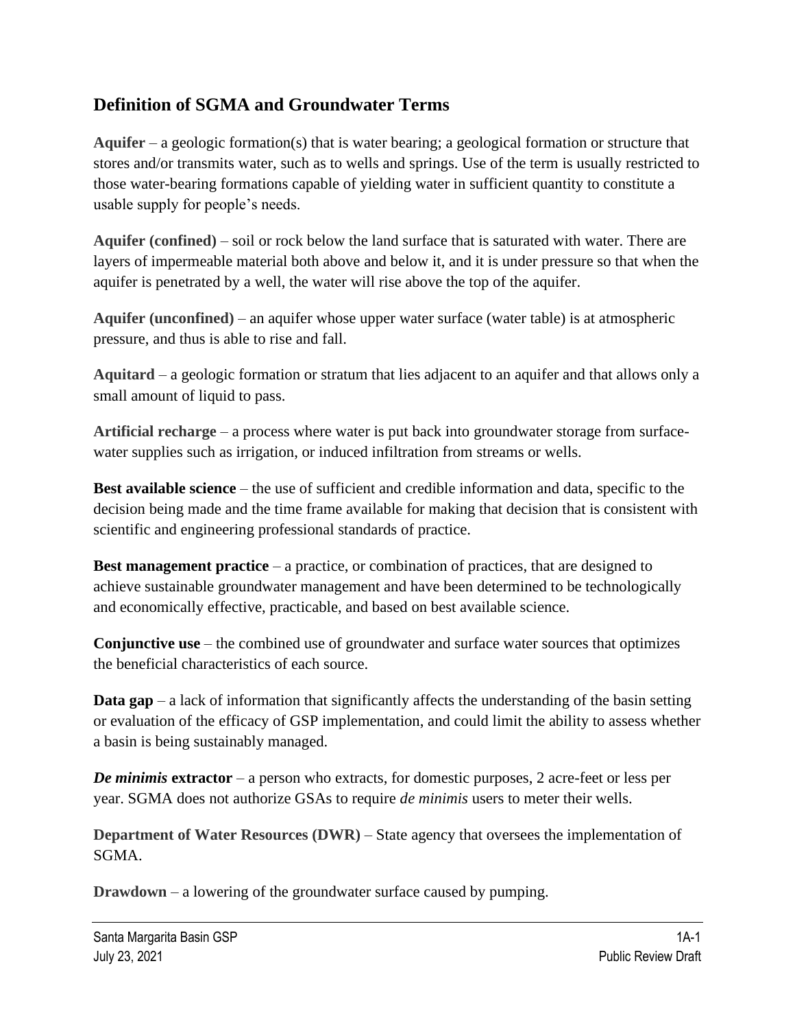## Definition of SGMA and Groundwater Terms

**Aquifer** – a geologic formation(s) that is water bearing; a geological formation or structure that stores and/or transmits water, such as to wells and springs. Use of the term is usually restricted to those water-bearing formations capable of yielding water in sufficient quantity to constitute a usable supply for people's needs.

**Aquifer (confined)** – soil or rock below the land surface that is saturated with water. There are layers of impermeable material both above and below it, and it is under pressure so that when the aquifer is penetrated by a well, the water will rise above the top of the aquifer.

**Aquifer (unconfined)** – an aquifer whose upper water surface (water table) is at atmospheric pressure, and thus is able to rise and fall.

**Aquitard** – a geologic formation or stratum that lies adjacent to an aquifer and that allows only a small amount of liquid to pass.

**Artificial recharge** – a process where water is put back into groundwater storage from surface-water supplies such as irrigation, or induced infiltration from streams or wells.

**Best available science** – the use of sufficient and credible information and data, specific to the decision being made and the time frame available for making that decision that is consistent with scientific and engineering professional standards of practice.

**Best management practice** – a practice, or combination of practices, that are designed to achieve sustainable groundwater management and have been determined to be technologically and economically effective, practicable, and based on best available science.

**Conjunctive use** – the combined use of groundwater and surface water sources that optimizes the beneficial characteristics of each source.

**Data gap** – a lack of information that significantly affects the understanding of the basin setting or evaluation of the efficacy of GSP implementation, and could limit the ability to assess whether a basin is being sustainably managed.

***De minimis* extractor** – a person who extracts, for domestic purposes, 2 acre-feet or less per year. SGMA does not authorize GSAs to require *de minimis* users to meter their wells.

**Department of Water Resources (DWR)** – State agency that oversees the implementation of SGMA.

**Drawdown** – a lowering of the groundwater surface caused by pumping.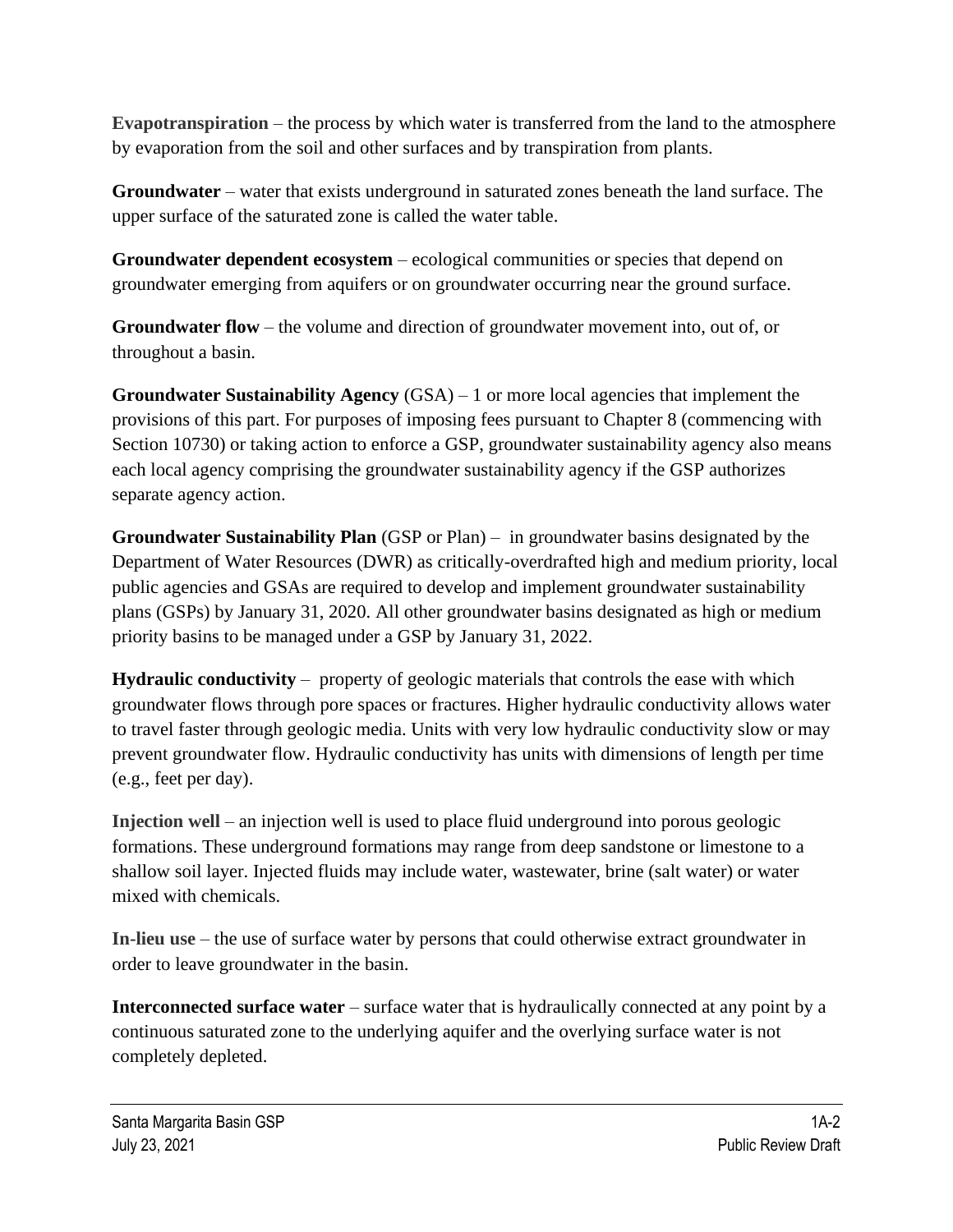**Evapotranspiration** – the process by which water is transferred from the land to the atmosphere by evaporation from the soil and other surfaces and by transpiration from plants.

**Groundwater** – water that exists underground in saturated zones beneath the land surface. The upper surface of the saturated zone is called the water table.

**Groundwater dependent ecosystem** – ecological communities or species that depend on groundwater emerging from aquifers or on groundwater occurring near the ground surface.

**Groundwater flow** – the volume and direction of groundwater movement into, out of, or throughout a basin.

**Groundwater Sustainability Agency** (GSA) – 1 or more local agencies that implement the provisions of this part. For purposes of imposing fees pursuant to Chapter 8 (commencing with Section 10730) or taking action to enforce a GSP, groundwater sustainability agency also means each local agency comprising the groundwater sustainability agency if the GSP authorizes separate agency action.

**Groundwater Sustainability Plan** (GSP or Plan) – in groundwater basins designated by the Department of Water Resources (DWR) as critically-overdrafted high and medium priority, local public agencies and GSAs are required to develop and implement groundwater sustainability plans (GSPs) by January 31, 2020. All other groundwater basins designated as high or medium priority basins to be managed under a GSP by January 31, 2022.

**Hydraulic conductivity** – property of geologic materials that controls the ease with which groundwater flows through pore spaces or fractures. Higher hydraulic conductivity allows water to travel faster through geologic media. Units with very low hydraulic conductivity slow or may prevent groundwater flow. Hydraulic conductivity has units with dimensions of length per time (e.g., feet per day).

**Injection well** – an injection well is used to place fluid underground into porous geologic formations. These underground formations may range from deep sandstone or limestone to a shallow soil layer. Injected fluids may include water, wastewater, brine (salt water) or water mixed with chemicals.

**In-lieu use** – the use of surface water by persons that could otherwise extract groundwater in order to leave groundwater in the basin.

**Interconnected surface water** – surface water that is hydraulically connected at any point by a continuous saturated zone to the underlying aquifer and the overlying surface water is not completely depleted.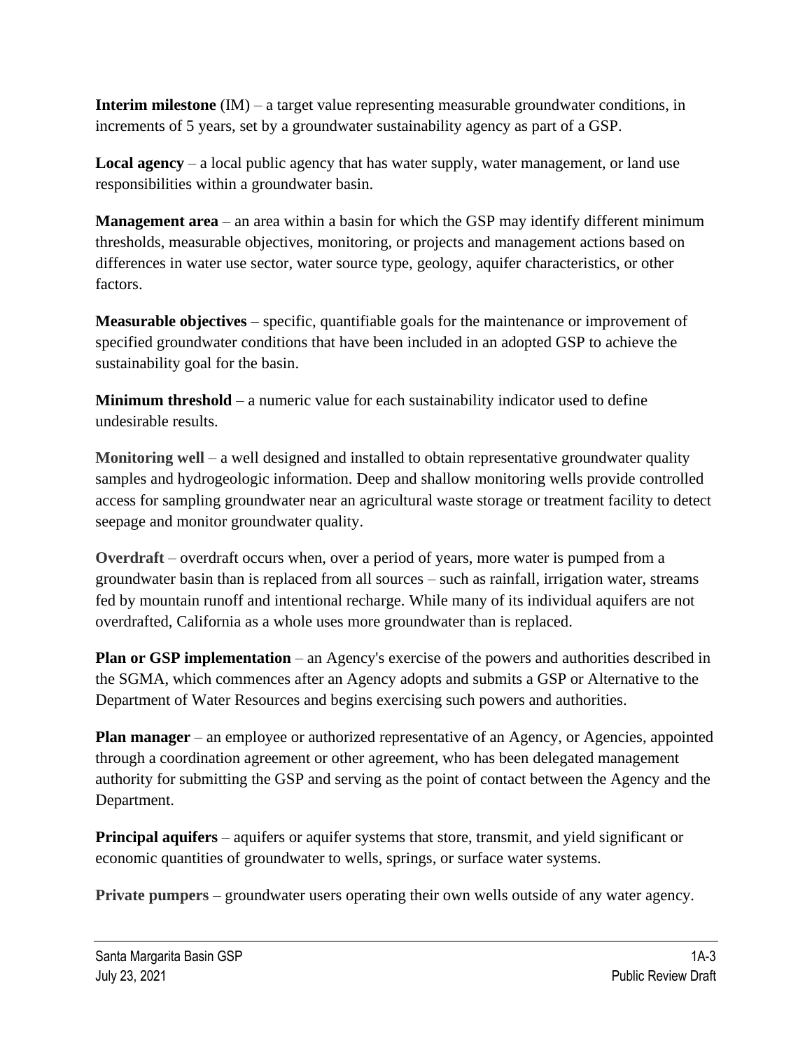**Interim milestone** (IM) – a target value representing measurable groundwater conditions, in increments of 5 years, set by a groundwater sustainability agency as part of a GSP.

**Local agency** – a local public agency that has water supply, water management, or land use responsibilities within a groundwater basin.

**Management area** – an area within a basin for which the GSP may identify different minimum thresholds, measurable objectives, monitoring, or projects and management actions based on differences in water use sector, water source type, geology, aquifer characteristics, or other factors.

**Measurable objectives** – specific, quantifiable goals for the maintenance or improvement of specified groundwater conditions that have been included in an adopted GSP to achieve the sustainability goal for the basin.

**Minimum threshold** – a numeric value for each sustainability indicator used to define undesirable results.

**Monitoring well** – a well designed and installed to obtain representative groundwater quality samples and hydrogeologic information. Deep and shallow monitoring wells provide controlled access for sampling groundwater near an agricultural waste storage or treatment facility to detect seepage and monitor groundwater quality.

**Overdraft** – overdraft occurs when, over a period of years, more water is pumped from a groundwater basin than is replaced from all sources – such as rainfall, irrigation water, streams fed by mountain runoff and intentional recharge. While many of its individual aquifers are not overdrafted, California as a whole uses more groundwater than is replaced.

**Plan or GSP implementation** – an Agency's exercise of the powers and authorities described in the SGMA, which commences after an Agency adopts and submits a GSP or Alternative to the Department of Water Resources and begins exercising such powers and authorities.

**Plan manager** – an employee or authorized representative of an Agency, or Agencies, appointed through a coordination agreement or other agreement, who has been delegated management authority for submitting the GSP and serving as the point of contact between the Agency and the Department.

**Principal aquifers** – aquifers or aquifer systems that store, transmit, and yield significant or economic quantities of groundwater to wells, springs, or surface water systems.

**Private pumpers** – groundwater users operating their own wells outside of any water agency.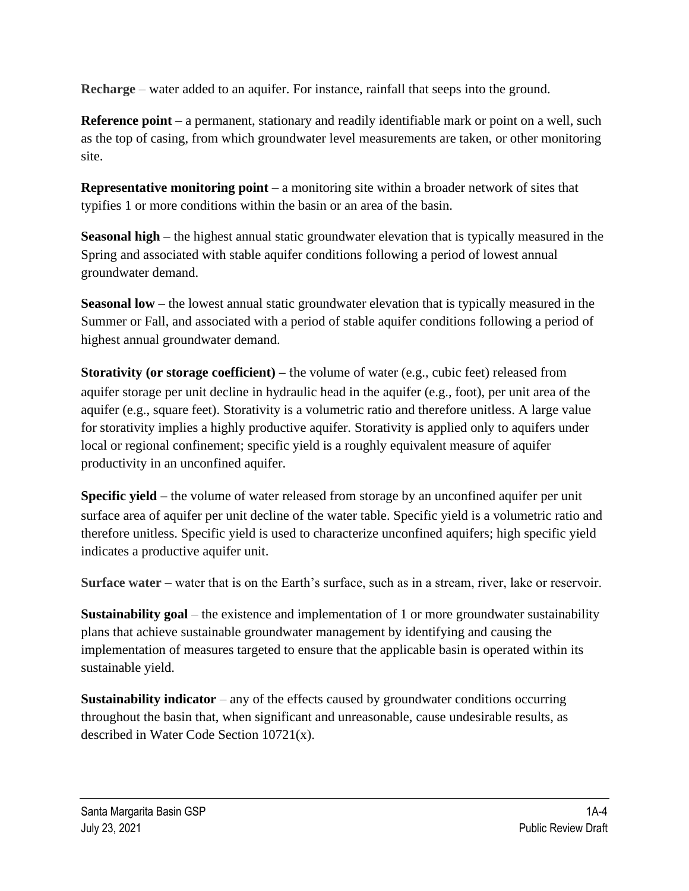**Recharge** – water added to an aquifer. For instance, rainfall that seeps into the ground.

**Reference point** – a permanent, stationary and readily identifiable mark or point on a well, such as the top of casing, from which groundwater level measurements are taken, or other monitoring site.

**Representative monitoring point** – a monitoring site within a broader network of sites that typifies 1 or more conditions within the basin or an area of the basin.

**Seasonal high** – the highest annual static groundwater elevation that is typically measured in the Spring and associated with stable aquifer conditions following a period of lowest annual groundwater demand.

**Seasonal low** – the lowest annual static groundwater elevation that is typically measured in the Summer or Fall, and associated with a period of stable aquifer conditions following a period of highest annual groundwater demand.

**Storativity (or storage coefficient) –** the volume of water (e.g., cubic feet) released from aquifer storage per unit decline in hydraulic head in the aquifer (e.g., foot), per unit area of the aquifer (e.g., square feet). Storativity is a volumetric ratio and therefore unitless. A large value for storativity implies a highly productive aquifer. Storativity is applied only to aquifers under local or regional confinement; specific yield is a roughly equivalent measure of aquifer productivity in an unconfined aquifer.

**Specific yield –** the volume of water released from storage by an unconfined aquifer per unit surface area of aquifer per unit decline of the water table. Specific yield is a volumetric ratio and therefore unitless. Specific yield is used to characterize unconfined aquifers; high specific yield indicates a productive aquifer unit.

**Surface water** – water that is on the Earth's surface, such as in a stream, river, lake or reservoir.

**Sustainability goal** – the existence and implementation of 1 or more groundwater sustainability plans that achieve sustainable groundwater management by identifying and causing the implementation of measures targeted to ensure that the applicable basin is operated within its sustainable yield.

**Sustainability indicator** – any of the effects caused by groundwater conditions occurring throughout the basin that, when significant and unreasonable, cause undesirable results, as described in Water Code Section 10721(x).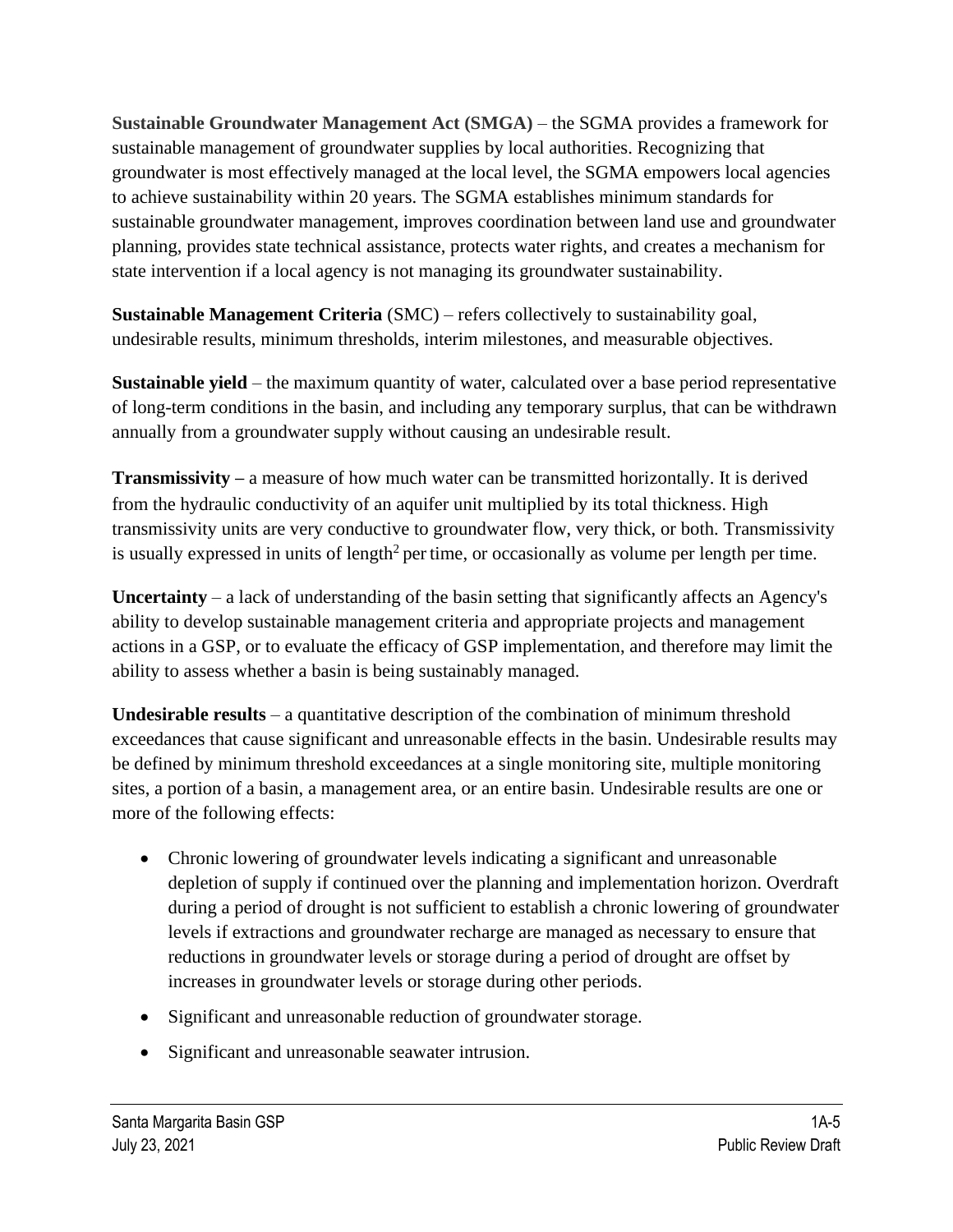**Sustainable Groundwater Management Act (SMGA)** – the SGMA provides a framework for sustainable management of groundwater supplies by local authorities. Recognizing that groundwater is most effectively managed at the local level, the SGMA empowers local agencies to achieve sustainability within 20 years. The SGMA establishes minimum standards for sustainable groundwater management, improves coordination between land use and groundwater planning, provides state technical assistance, protects water rights, and creates a mechanism for state intervention if a local agency is not managing its groundwater sustainability.

**Sustainable Management Criteria** (SMC) – refers collectively to sustainability goal, undesirable results, minimum thresholds, interim milestones, and measurable objectives.

**Sustainable yield** – the maximum quantity of water, calculated over a base period representative of long-term conditions in the basin, and including any temporary surplus, that can be withdrawn annually from a groundwater supply without causing an undesirable result.

**Transmissivity –** a measure of how much water can be transmitted horizontally. It is derived from the hydraulic conductivity of an aquifer unit multiplied by its total thickness. High transmissivity units are very conductive to groundwater flow, very thick, or both. Transmissivity is usually expressed in units of $length^2$ per time, or occasionally as volume per length per time.

**Uncertainty** – a lack of understanding of the basin setting that significantly affects an Agency's ability to develop sustainable management criteria and appropriate projects and management actions in a GSP, or to evaluate the efficacy of GSP implementation, and therefore may limit the ability to assess whether a basin is being sustainably managed.

**Undesirable results** – a quantitative description of the combination of minimum threshold exceedances that cause significant and unreasonable effects in the basin. Undesirable results may be defined by minimum threshold exceedances at a single monitoring site, multiple monitoring sites, a portion of a basin, a management area, or an entire basin. Undesirable results are one or more of the following effects:

- Chronic lowering of groundwater levels indicating a significant and unreasonable depletion of supply if continued over the planning and implementation horizon. Overdraft during a period of drought is not sufficient to establish a chronic lowering of groundwater levels if extractions and groundwater recharge are managed as necessary to ensure that reductions in groundwater levels or storage during a period of drought are offset by increases in groundwater levels or storage during other periods.
- Significant and unreasonable reduction of groundwater storage.
- Significant and unreasonable seawater intrusion.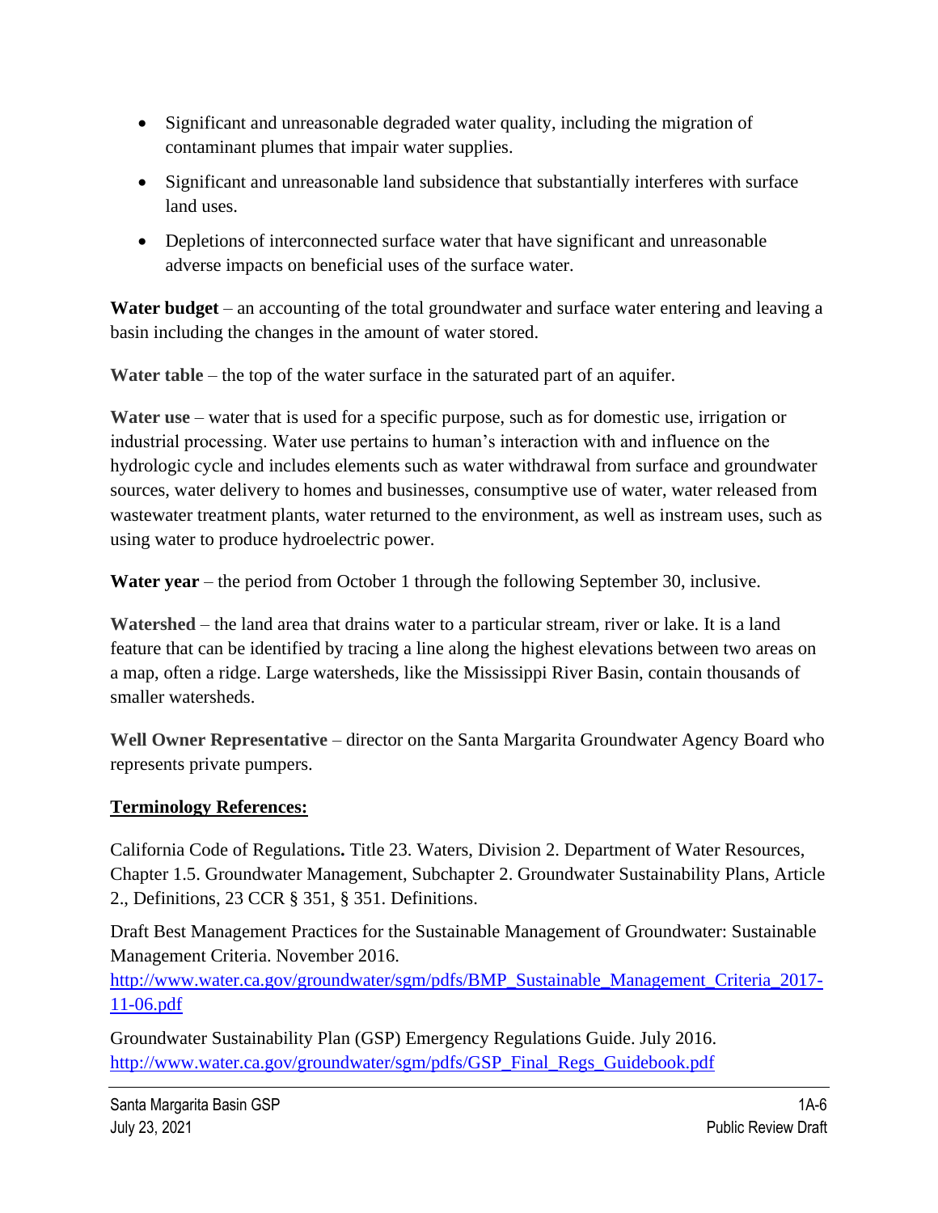- Significant and unreasonable degraded water quality, including the migration of contaminant plumes that impair water supplies.
- Significant and unreasonable land subsidence that substantially interferes with surface land uses.
- Depletions of interconnected surface water that have significant and unreasonable adverse impacts on beneficial uses of the surface water.

**Water budget** – an accounting of the total groundwater and surface water entering and leaving a basin including the changes in the amount of water stored.

**Water table** – the top of the water surface in the saturated part of an aquifer.

**Water use** – water that is used for a specific purpose, such as for domestic use, irrigation or industrial processing. Water use pertains to human's interaction with and influence on the hydrologic cycle and includes elements such as water withdrawal from surface and groundwater sources, water delivery to homes and businesses, consumptive use of water, water released from wastewater treatment plants, water returned to the environment, as well as instream uses, such as using water to produce hydroelectric power.

**Water year** – the period from October 1 through the following September 30, inclusive.

**Watershed** – the land area that drains water to a particular stream, river or lake. It is a land feature that can be identified by tracing a line along the highest elevations between two areas on a map, often a ridge. Large watersheds, like the Mississippi River Basin, contain thousands of smaller watersheds.

**Well Owner Representative** – director on the Santa Margarita Groundwater Agency Board who represents private pumpers.

## Terminology References:

California Code of Regulations**.** Title 23. Waters, Division 2. Department of Water Resources, Chapter 1.5. Groundwater Management, Subchapter 2. Groundwater Sustainability Plans, Article 2., Definitions, 23 CCR § 351, § 351. Definitions.

Draft Best Management Practices for the Sustainable Management of Groundwater: Sustainable Management Criteria. November 2016.
http://www.water.ca.gov/groundwater/sgm/pdfs/BMP_Sustainable_Management_Criteria_2017-11-06.pdf

Groundwater Sustainability Plan (GSP) Emergency Regulations Guide. July 2016.
http://www.water.ca.gov/groundwater/sgm/pdfs/GSP_Final_Regs_Guidebook.pdf